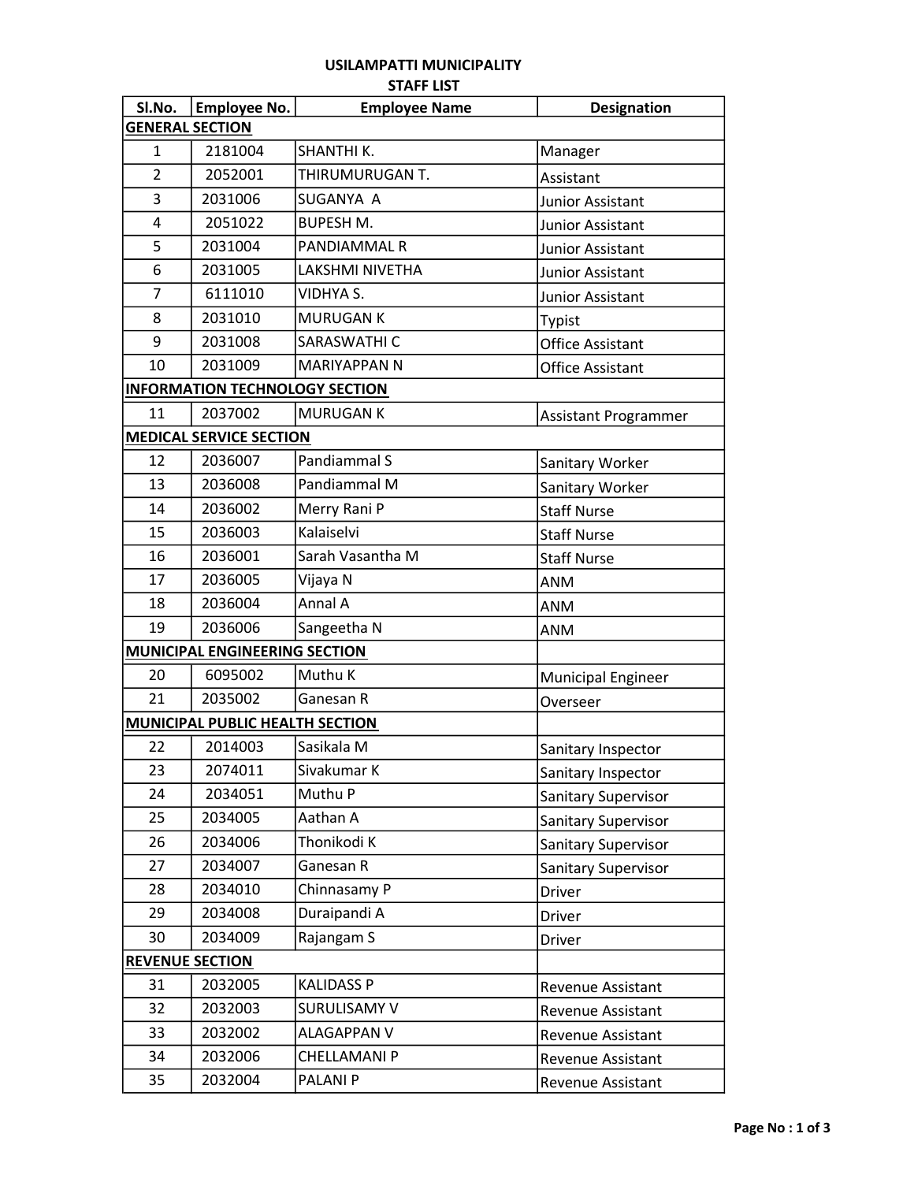# USILAMPATTI MUNICIPALITY

## STAFF LIST

| Sl.No. | Employee No. | Employee Name | Designation |
|---|---|---|---|
| **GENERAL SECTION** | | | |
| 1 | 2181004 | SHANTHI K. | Manager |
| 2 | 2052001 | THIRUMURUGAN T. | Assistant |
| 3 | 2031006 | SUGANYA A | Junior Assistant |
| 4 | 2051022 | BUPESH M. | Junior Assistant |
| 5 | 2031004 | PANDIAMMAL R | Junior Assistant |
| 6 | 2031005 | LAKSHMI NIVETHA | Junior Assistant |
| 7 | 6111010 | VIDHYA S. | Junior Assistant |
| 8 | 2031010 | MURUGAN K | Typist |
| 9 | 2031008 | SARASWATHI C | Office Assistant |
| 10 | 2031009 | MARIYAPPAN N | Office Assistant |
| **INFORMATION TECHNOLOGY SECTION** | | | |
| 11 | 2037002 | MURUGAN K | Assistant Programmer |
| **MEDICAL SERVICE SECTION** | | | |
| 12 | 2036007 | Pandiammal S | Sanitary Worker |
| 13 | 2036008 | Pandiammal M | Sanitary Worker |
| 14 | 2036002 | Merry Rani P | Staff Nurse |
| 15 | 2036003 | Kalaiselvi | Staff Nurse |
| 16 | 2036001 | Sarah Vasantha M | Staff Nurse |
| 17 | 2036005 | Vijaya N | ANM |
| 18 | 2036004 | Annal A | ANM |
| 19 | 2036006 | Sangeetha N | ANM |
| **MUNICIPAL ENGINEERING SECTION** | | | |
| 20 | 6095002 | Muthu K | Municipal Engineer |
| 21 | 2035002 | Ganesan R | Overseer |
| **MUNICIPAL PUBLIC HEALTH SECTION** | | | |
| 22 | 2014003 | Sasikala M | Sanitary Inspector |
| 23 | 2074011 | Sivakumar K | Sanitary Inspector |
| 24 | 2034051 | Muthu P | Sanitary Supervisor |
| 25 | 2034005 | Aathan A | Sanitary Supervisor |
| 26 | 2034006 | Thonikodi K | Sanitary Supervisor |
| 27 | 2034007 | Ganesan R | Sanitary Supervisor |
| 28 | 2034010 | Chinnasamy P | Driver |
| 29 | 2034008 | Duraipandi A | Driver |
| 30 | 2034009 | Rajangam S | Driver |
| **REVENUE SECTION** | | | |
| 31 | 2032005 | KALIDASS P | Revenue Assistant |
| 32 | 2032003 | SURULISAMY V | Revenue Assistant |
| 33 | 2032002 | ALAGAPPAN V | Revenue Assistant |
| 34 | 2032006 | CHELLAMANI P | Revenue Assistant |
| 35 | 2032004 | PALANI P | Revenue Assistant |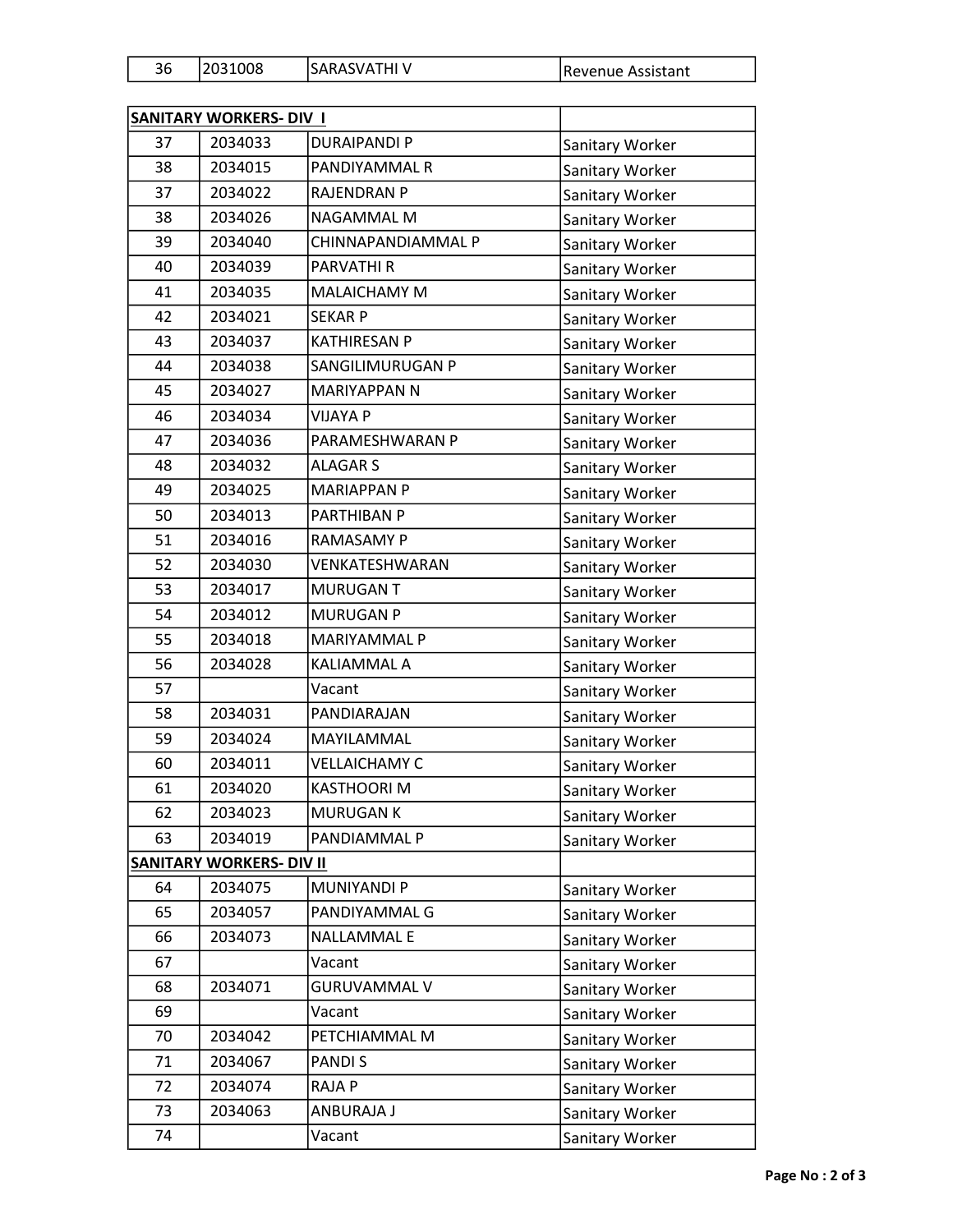| | | | |
|---|---|---|---|
| 36 | 2031008 | SARASVATHI V | Revenue Assistant |

| | | | |
|---|---|---|---|
| **SANITARY WORKERS- DIV I** | | | |
| 37 | 2034033 | DURAIPANDI P | Sanitary Worker |
| 38 | 2034015 | PANDIYAMMAL R | Sanitary Worker |
| 37 | 2034022 | RAJENDRAN P | Sanitary Worker |
| 38 | 2034026 | NAGAMMAL M | Sanitary Worker |
| 39 | 2034040 | CHINNAPANDIAMMAL P | Sanitary Worker |
| 40 | 2034039 | PARVATHI R | Sanitary Worker |
| 41 | 2034035 | MALAICHAMY M | Sanitary Worker |
| 42 | 2034021 | SEKAR P | Sanitary Worker |
| 43 | 2034037 | KATHIRESAN P | Sanitary Worker |
| 44 | 2034038 | SANGILIMURUGAN P | Sanitary Worker |
| 45 | 2034027 | MARIYAPPAN N | Sanitary Worker |
| 46 | 2034034 | VIJAYA P | Sanitary Worker |
| 47 | 2034036 | PARAMESHWARAN P | Sanitary Worker |
| 48 | 2034032 | ALAGAR S | Sanitary Worker |
| 49 | 2034025 | MARIAPPAN P | Sanitary Worker |
| 50 | 2034013 | PARTHIBAN P | Sanitary Worker |
| 51 | 2034016 | RAMASAMY P | Sanitary Worker |
| 52 | 2034030 | VENKATESHWARAN | Sanitary Worker |
| 53 | 2034017 | MURUGAN T | Sanitary Worker |
| 54 | 2034012 | MURUGAN P | Sanitary Worker |
| 55 | 2034018 | MARIYAMMAL P | Sanitary Worker |
| 56 | 2034028 | KALIAMMAL A | Sanitary Worker |
| 57 | | Vacant | Sanitary Worker |
| 58 | 2034031 | PANDIARAJAN | Sanitary Worker |
| 59 | 2034024 | MAYILAMMAL | Sanitary Worker |
| 60 | 2034011 | VELLAICHAMY C | Sanitary Worker |
| 61 | 2034020 | KASTHOORI M | Sanitary Worker |
| 62 | 2034023 | MURUGAN K | Sanitary Worker |
| 63 | 2034019 | PANDIAMMAL P | Sanitary Worker |
| **SANITARY WORKERS- DIV II** | | | |
| 64 | 2034075 | MUNIYANDI P | Sanitary Worker |
| 65 | 2034057 | PANDIYAMMAL G | Sanitary Worker |
| 66 | 2034073 | NALLAMMAL E | Sanitary Worker |
| 67 | | Vacant | Sanitary Worker |
| 68 | 2034071 | GURUVAMMAL V | Sanitary Worker |
| 69 | | Vacant | Sanitary Worker |
| 70 | 2034042 | PETCHIAMMAL M | Sanitary Worker |
| 71 | 2034067 | PANDI S | Sanitary Worker |
| 72 | 2034074 | RAJA P | Sanitary Worker |
| 73 | 2034063 | ANBURAJA J | Sanitary Worker |
| 74 | | Vacant | Sanitary Worker |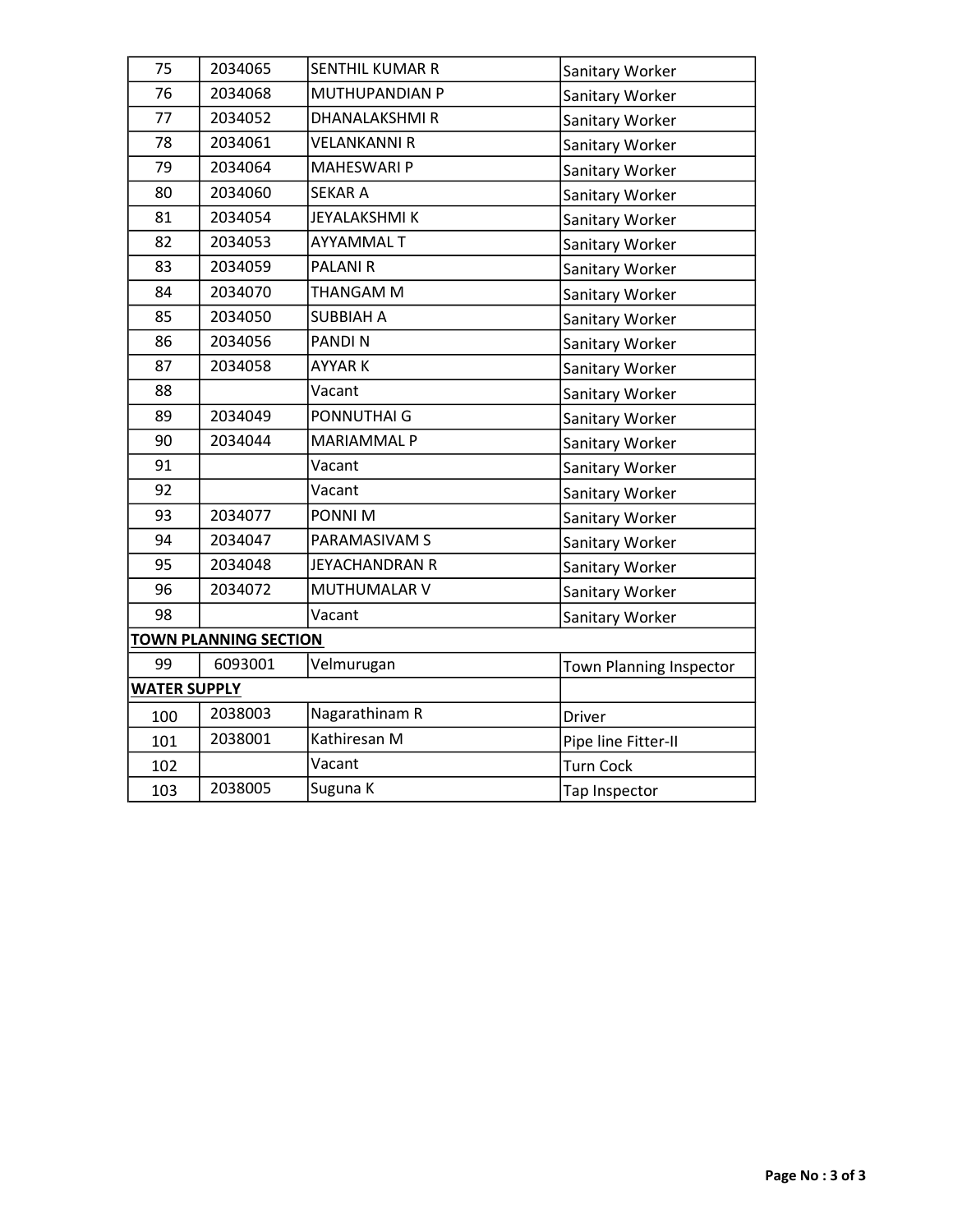| | | | |
|---|---|---|---|
| 75 | 2034065 | SENTHIL KUMAR R | Sanitary Worker |
| 76 | 2034068 | MUTHUPANDIAN P | Sanitary Worker |
| 77 | 2034052 | DHANALAKSHMI R | Sanitary Worker |
| 78 | 2034061 | VELANKANNI R | Sanitary Worker |
| 79 | 2034064 | MAHESWARI P | Sanitary Worker |
| 80 | 2034060 | SEKAR A | Sanitary Worker |
| 81 | 2034054 | JEYALAKSHMI K | Sanitary Worker |
| 82 | 2034053 | AYYAMMAL T | Sanitary Worker |
| 83 | 2034059 | PALANI R | Sanitary Worker |
| 84 | 2034070 | THANGAM M | Sanitary Worker |
| 85 | 2034050 | SUBBIAH A | Sanitary Worker |
| 86 | 2034056 | PANDI N | Sanitary Worker |
| 87 | 2034058 | AYYAR K | Sanitary Worker |
| 88 | | Vacant | Sanitary Worker |
| 89 | 2034049 | PONNUTHAI G | Sanitary Worker |
| 90 | 2034044 | MARIAMMAL P | Sanitary Worker |
| 91 | | Vacant | Sanitary Worker |
| 92 | | Vacant | Sanitary Worker |
| 93 | 2034077 | PONNI M | Sanitary Worker |
| 94 | 2034047 | PARAMASIVAM S | Sanitary Worker |
| 95 | 2034048 | JEYACHANDRAN R | Sanitary Worker |
| 96 | 2034072 | MUTHUMALAR V | Sanitary Worker |
| 98 | | Vacant | Sanitary Worker |
| **TOWN PLANNING SECTION** | | | |
| 99 | 6093001 | Velmurugan | Town Planning Inspector |
| **WATER SUPPLY** | | | |
| 100 | 2038003 | Nagarathinam R | Driver |
| 101 | 2038001 | Kathiresan M | Pipe line Fitter-II |
| 102 | | Vacant | Turn Cock |
| 103 | 2038005 | Suguna K | Tap Inspector |